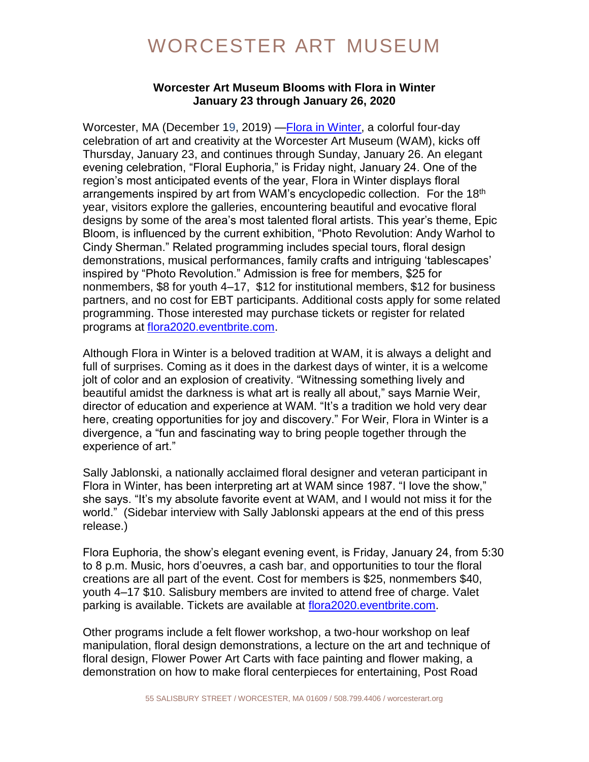# WORCESTER ART MUSEUM

**Worcester Art Museum Blooms with Flora in Winter**
**January 23 through January 26, 2020**

Worcester, MA (December 19, 2019) —[Flora in Winter](), a colorful four-day celebration of art and creativity at the Worcester Art Museum (WAM), kicks off Thursday, January 23, and continues through Sunday, January 26. An elegant evening celebration, "Floral Euphoria," is Friday night, January 24. One of the region's most anticipated events of the year, Flora in Winter displays floral arrangements inspired by art from WAM's encyclopedic collection. For the 18th year, visitors explore the galleries, encountering beautiful and evocative floral designs by some of the area's most talented floral artists. This year's theme, Epic Bloom, is influenced by the current exhibition, "Photo Revolution: Andy Warhol to Cindy Sherman." Related programming includes special tours, floral design demonstrations, musical performances, family crafts and intriguing 'tablescapes' inspired by "Photo Revolution." Admission is free for members, $25 for nonmembers, $8 for youth 4–17, $12 for institutional members, $12 for business partners, and no cost for EBT participants. Additional costs apply for some related programming. Those interested may purchase tickets or register for related programs at [flora2020.eventbrite.com]().

Although Flora in Winter is a beloved tradition at WAM, it is always a delight and full of surprises. Coming as it does in the darkest days of winter, it is a welcome jolt of color and an explosion of creativity. "Witnessing something lively and beautiful amidst the darkness is what art is really all about," says Marnie Weir, director of education and experience at WAM. "It's a tradition we hold very dear here, creating opportunities for joy and discovery." For Weir, Flora in Winter is a divergence, a "fun and fascinating way to bring people together through the experience of art."

Sally Jablonski, a nationally acclaimed floral designer and veteran participant in Flora in Winter, has been interpreting art at WAM since 1987. "I love the show," she says. "It's my absolute favorite event at WAM, and I would not miss it for the world." (Sidebar interview with Sally Jablonski appears at the end of this press release.)

Flora Euphoria, the show's elegant evening event, is Friday, January 24, from 5:30 to 8 p.m. Music, hors d'oeuvres, a cash bar, and opportunities to tour the floral creations are all part of the event. Cost for members is $25, nonmembers $40, youth 4–17 $10. Salisbury members are invited to attend free of charge. Valet parking is available. Tickets are available at [flora2020.eventbrite.com]().

Other programs include a felt flower workshop, a two-hour workshop on leaf manipulation, floral design demonstrations, a lecture on the art and technique of floral design, Flower Power Art Carts with face painting and flower making, a demonstration on how to make floral centerpieces for entertaining, Post Road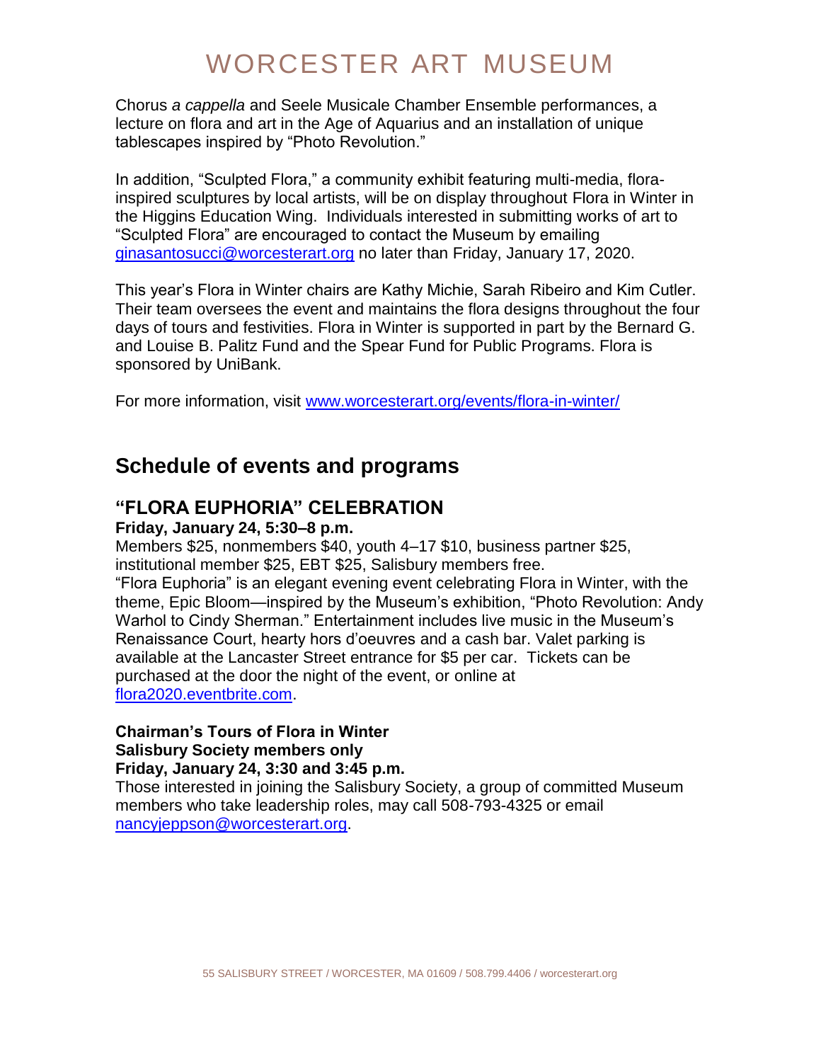Chorus *a cappella* and Seele Musicale Chamber Ensemble performances, a lecture on flora and art in the Age of Aquarius and an installation of unique tablescapes inspired by "Photo Revolution."

In addition, "Sculpted Flora," a community exhibit featuring multi-media, flora-inspired sculptures by local artists, will be on display throughout Flora in Winter in the Higgins Education Wing. Individuals interested in submitting works of art to "Sculpted Flora" are encouraged to contact the Museum by emailing ginasantosucci@worcesterart.org no later than Friday, January 17, 2020.

This year's Flora in Winter chairs are Kathy Michie, Sarah Ribeiro and Kim Cutler. Their team oversees the event and maintains the flora designs throughout the four days of tours and festivities. Flora in Winter is supported in part by the Bernard G. and Louise B. Palitz Fund and the Spear Fund for Public Programs. Flora is sponsored by UniBank.

For more information, visit www.worcesterart.org/events/flora-in-winter/

## Schedule of events and programs

### "FLORA EUPHORIA" CELEBRATION

**Friday, January 24, 5:30–8 p.m.**

Members $25, nonmembers $40, youth 4–17 $10, business partner $25, institutional member $25, EBT $25, Salisbury members free.

"Flora Euphoria" is an elegant evening event celebrating Flora in Winter, with the theme, Epic Bloom—inspired by the Museum's exhibition, "Photo Revolution: Andy Warhol to Cindy Sherman." Entertainment includes live music in the Museum's Renaissance Court, hearty hors d'oeuvres and a cash bar. Valet parking is available at the Lancaster Street entrance for $5 per car. Tickets can be purchased at the door the night of the event, or online at flora2020.eventbrite.com.

**Chairman's Tours of Flora in Winter**
**Salisbury Society members only**
**Friday, January 24, 3:30 and 3:45 p.m.**

Those interested in joining the Salisbury Society, a group of committed Museum members who take leadership roles, may call 508-793-4325 or email nancyjeppson@worcesterart.org.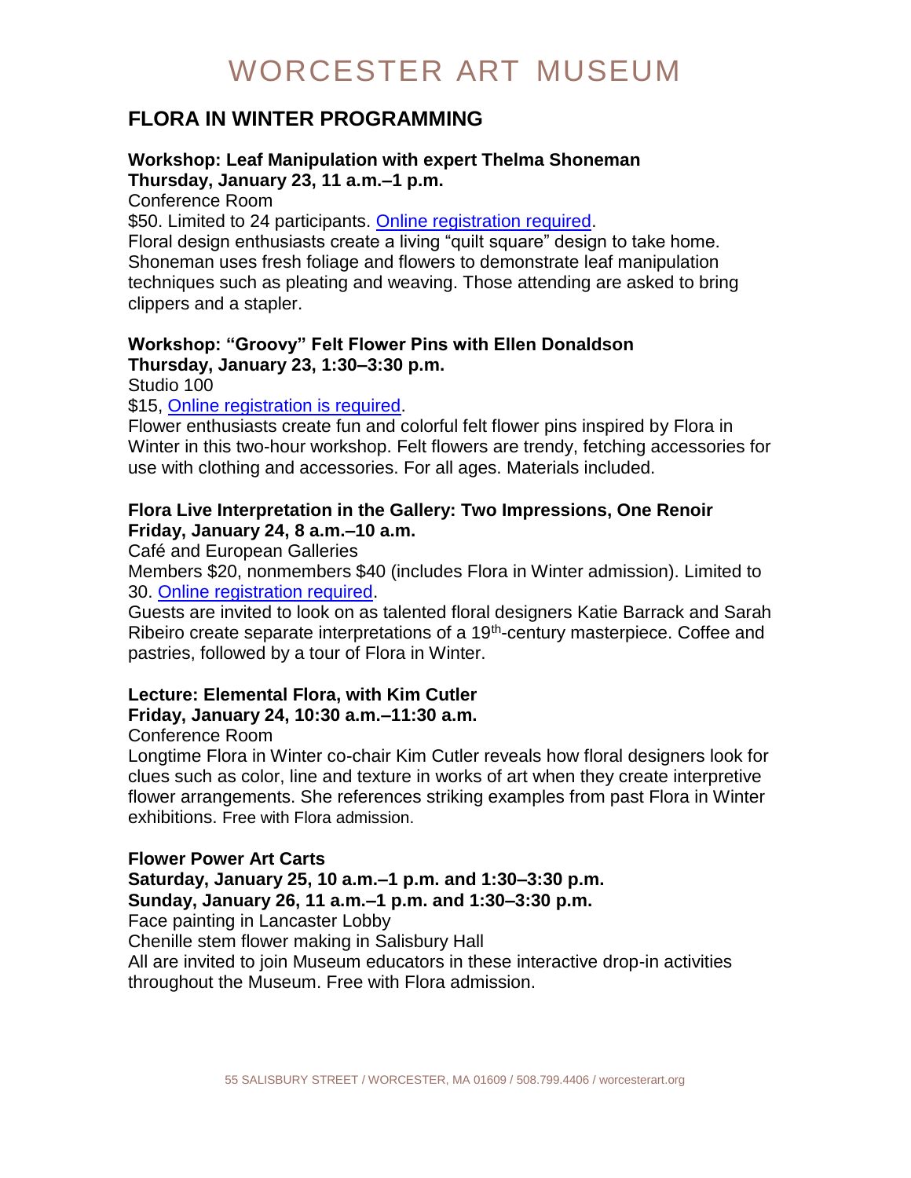# WORCESTER ART MUSEUM

## FLORA IN WINTER PROGRAMMING

**Workshop: Leaf Manipulation with expert Thelma Shoneman**
**Thursday, January 23, 11 a.m.–1 p.m.**
Conference Room
$50. Limited to 24 participants. Online registration required.
Floral design enthusiasts create a living "quilt square" design to take home. Shoneman uses fresh foliage and flowers to demonstrate leaf manipulation techniques such as pleating and weaving. Those attending are asked to bring clippers and a stapler.

**Workshop: "Groovy" Felt Flower Pins with Ellen Donaldson**
**Thursday, January 23, 1:30–3:30 p.m.**
Studio 100
$15, Online registration is required.
Flower enthusiasts create fun and colorful felt flower pins inspired by Flora in Winter in this two-hour workshop. Felt flowers are trendy, fetching accessories for use with clothing and accessories. For all ages. Materials included.

**Flora Live Interpretation in the Gallery: Two Impressions, One Renoir**
**Friday, January 24, 8 a.m.–10 a.m.**
Café and European Galleries
Members $20, nonmembers $40 (includes Flora in Winter admission). Limited to 30. Online registration required.
Guests are invited to look on as talented floral designers Katie Barrack and Sarah Ribeiro create separate interpretations of a 19th-century masterpiece. Coffee and pastries, followed by a tour of Flora in Winter.

**Lecture: Elemental Flora, with Kim Cutler**
**Friday, January 24, 10:30 a.m.–11:30 a.m.**
Conference Room
Longtime Flora in Winter co-chair Kim Cutler reveals how floral designers look for clues such as color, line and texture in works of art when they create interpretive flower arrangements. She references striking examples from past Flora in Winter exhibitions. Free with Flora admission.

**Flower Power Art Carts**
**Saturday, January 25, 10 a.m.–1 p.m. and 1:30–3:30 p.m.**
**Sunday, January 26, 11 a.m.–1 p.m. and 1:30–3:30 p.m.**
Face painting in Lancaster Lobby
Chenille stem flower making in Salisbury Hall
All are invited to join Museum educators in these interactive drop-in activities throughout the Museum. Free with Flora admission.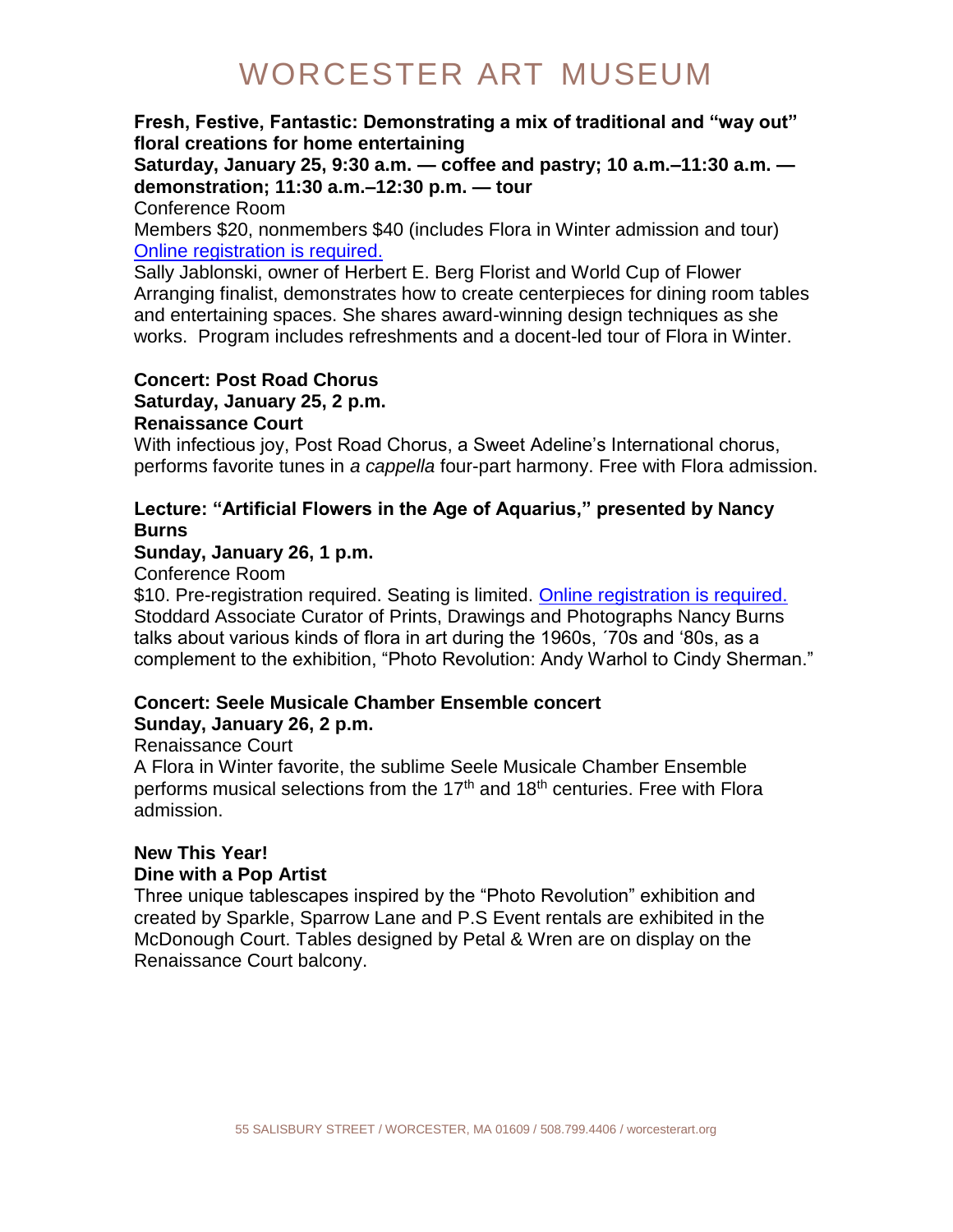# WORCESTER ART MUSEUM

**Fresh, Festive, Fantastic: Demonstrating a mix of traditional and "way out" floral creations for home entertaining**
**Saturday, January 25, 9:30 a.m. — coffee and pastry; 10 a.m.–11:30 a.m. — demonstration; 11:30 a.m.–12:30 p.m. — tour**
Conference Room
Members $20, nonmembers $40 (includes Flora in Winter admission and tour)
Online registration is required.
Sally Jablonski, owner of Herbert E. Berg Florist and World Cup of Flower Arranging finalist, demonstrates how to create centerpieces for dining room tables and entertaining spaces. She shares award-winning design techniques as she works. Program includes refreshments and a docent-led tour of Flora in Winter.

**Concert: Post Road Chorus**
**Saturday, January 25, 2 p.m.**
**Renaissance Court**
With infectious joy, Post Road Chorus, a Sweet Adeline's International chorus, performs favorite tunes in *a cappella* four-part harmony. Free with Flora admission.

**Lecture: "Artificial Flowers in the Age of Aquarius," presented by Nancy Burns**
**Sunday, January 26, 1 p.m.**
Conference Room
$10. Pre-registration required. Seating is limited. Online registration is required.
Stoddard Associate Curator of Prints, Drawings and Photographs Nancy Burns talks about various kinds of flora in art during the 1960s, ´70s and '80s, as a complement to the exhibition, "Photo Revolution: Andy Warhol to Cindy Sherman."

**Concert: Seele Musicale Chamber Ensemble concert**
**Sunday, January 26, 2 p.m.**
Renaissance Court
A Flora in Winter favorite, the sublime Seele Musicale Chamber Ensemble performs musical selections from the 17th and 18th centuries. Free with Flora admission.

**New This Year!**
**Dine with a Pop Artist**
Three unique tablescapes inspired by the "Photo Revolution" exhibition and created by Sparkle, Sparrow Lane and P.S Event rentals are exhibited in the McDonough Court. Tables designed by Petal & Wren are on display on the Renaissance Court balcony.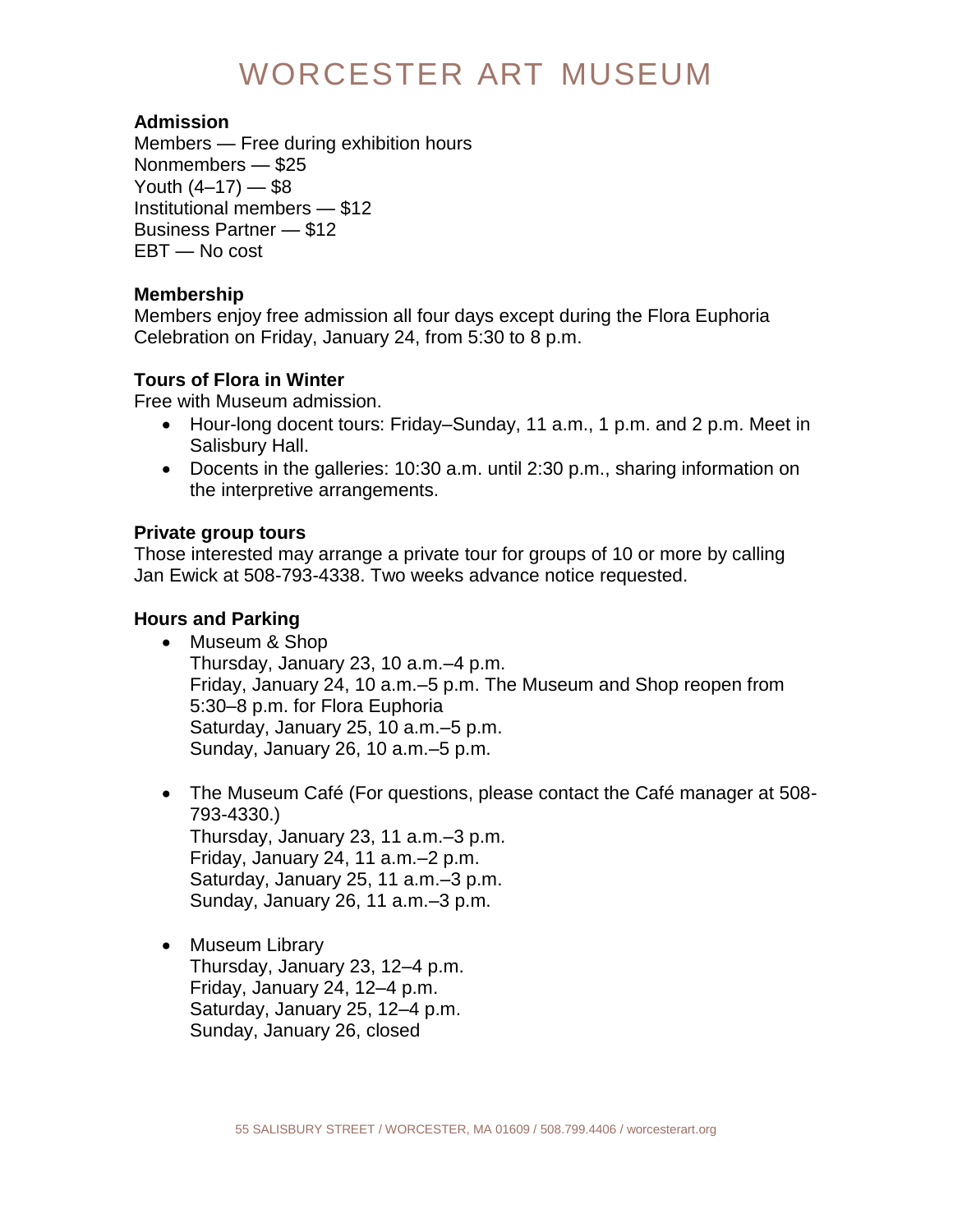# WORCESTER ART MUSEUM

**Admission**
Members — Free during exhibition hours
Nonmembers — $25
Youth (4–17) — $8
Institutional members — $12
Business Partner — $12
EBT — No cost

**Membership**
Members enjoy free admission all four days except during the Flora Euphoria Celebration on Friday, January 24, from 5:30 to 8 p.m.

**Tours of Flora in Winter**
Free with Museum admission.

- Hour-long docent tours: Friday–Sunday, 11 a.m., 1 p.m. and 2 p.m. Meet in Salisbury Hall.
- Docents in the galleries: 10:30 a.m. until 2:30 p.m., sharing information on the interpretive arrangements.

**Private group tours**
Those interested may arrange a private tour for groups of 10 or more by calling Jan Ewick at 508-793-4338. Two weeks advance notice requested.

**Hours and Parking**

- Museum & Shop
  Thursday, January 23, 10 a.m.–4 p.m.
  Friday, January 24, 10 a.m.–5 p.m. The Museum and Shop reopen from 5:30–8 p.m. for Flora Euphoria
  Saturday, January 25, 10 a.m.–5 p.m.
  Sunday, January 26, 10 a.m.–5 p.m.

- The Museum Café (For questions, please contact the Café manager at 508-793-4330.)
  Thursday, January 23, 11 a.m.–3 p.m.
  Friday, January 24, 11 a.m.–2 p.m.
  Saturday, January 25, 11 a.m.–3 p.m.
  Sunday, January 26, 11 a.m.–3 p.m.

- Museum Library
  Thursday, January 23, 12–4 p.m.
  Friday, January 24, 12–4 p.m.
  Saturday, January 25, 12–4 p.m.
  Sunday, January 26, closed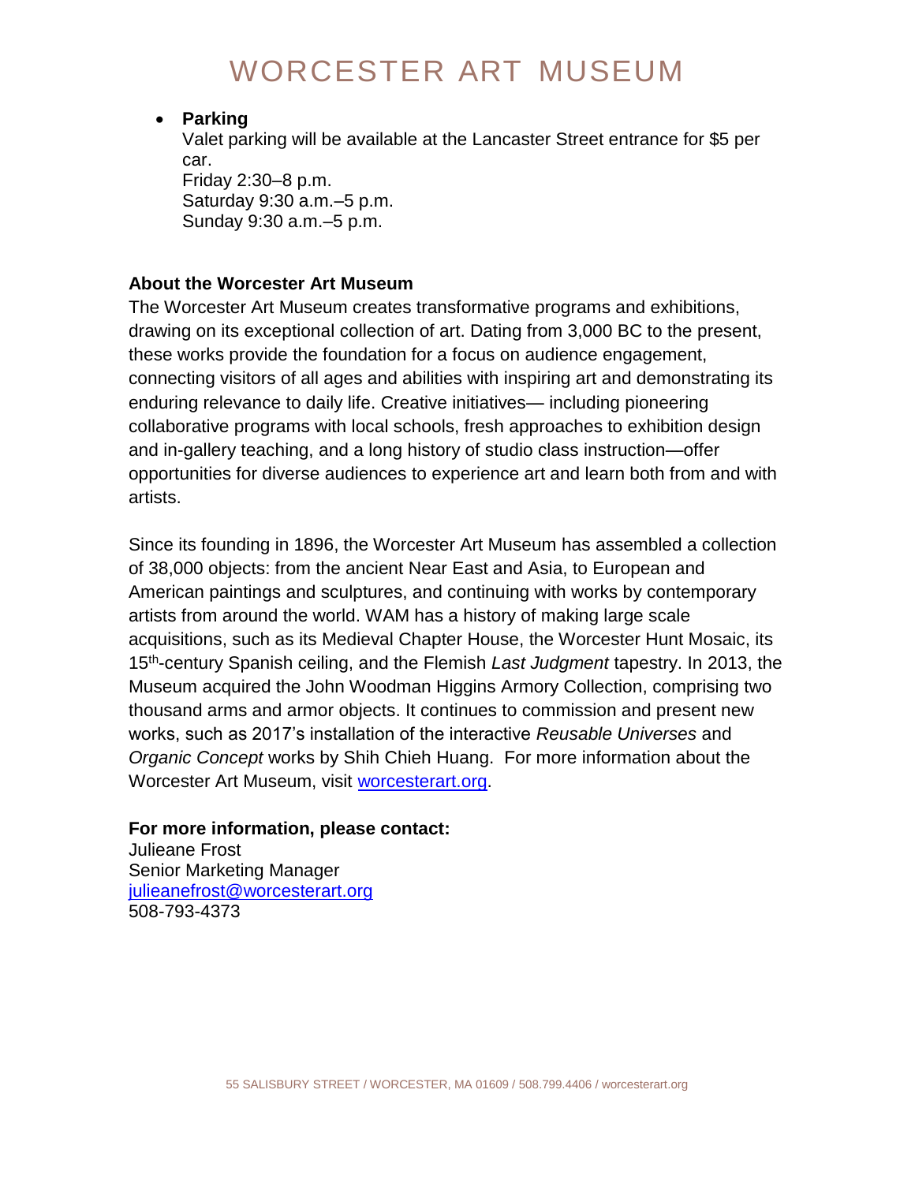- **Parking**
  Valet parking will be available at the Lancaster Street entrance for $5 per car.
  Friday 2:30–8 p.m.
  Saturday 9:30 a.m.–5 p.m.
  Sunday 9:30 a.m.–5 p.m.

**About the Worcester Art Museum**

The Worcester Art Museum creates transformative programs and exhibitions, drawing on its exceptional collection of art. Dating from 3,000 BC to the present, these works provide the foundation for a focus on audience engagement, connecting visitors of all ages and abilities with inspiring art and demonstrating its enduring relevance to daily life. Creative initiatives— including pioneering collaborative programs with local schools, fresh approaches to exhibition design and in-gallery teaching, and a long history of studio class instruction—offer opportunities for diverse audiences to experience art and learn both from and with artists.

Since its founding in 1896, the Worcester Art Museum has assembled a collection of 38,000 objects: from the ancient Near East and Asia, to European and American paintings and sculptures, and continuing with works by contemporary artists from around the world. WAM has a history of making large scale acquisitions, such as its Medieval Chapter House, the Worcester Hunt Mosaic, its 15th-century Spanish ceiling, and the Flemish *Last Judgment* tapestry. In 2013, the Museum acquired the John Woodman Higgins Armory Collection, comprising two thousand arms and armor objects. It continues to commission and present new works, such as 2017's installation of the interactive *Reusable Universes* and *Organic Concept* works by Shih Chieh Huang. For more information about the Worcester Art Museum, visit [worcesterart.org](worcesterart.org).

**For more information, please contact:**
Julieane Frost
Senior Marketing Manager
julieanefrost@worcesterart.org
508-793-4373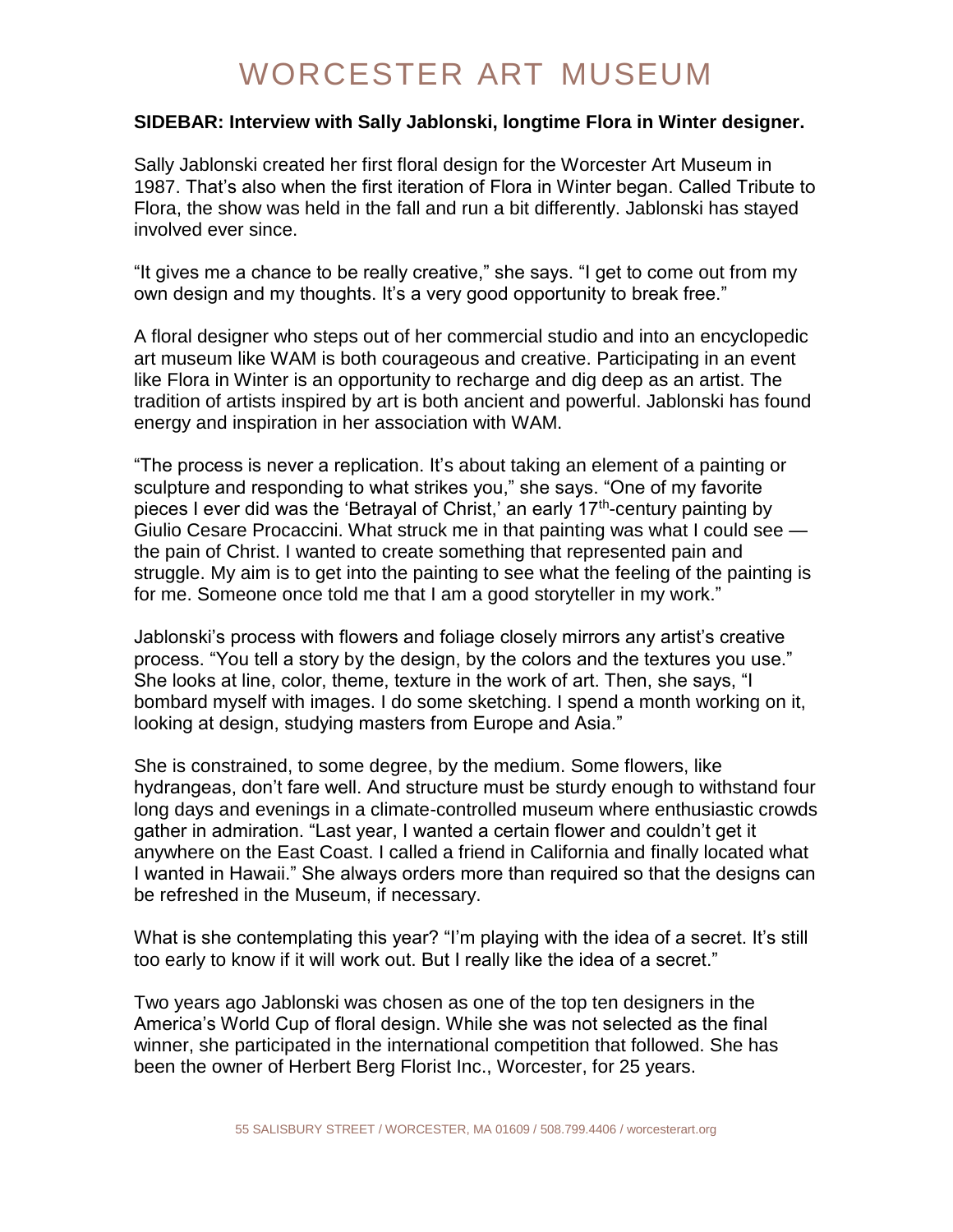**SIDEBAR: Interview with Sally Jablonski, longtime Flora in Winter designer.**

Sally Jablonski created her first floral design for the Worcester Art Museum in 1987. That's also when the first iteration of Flora in Winter began. Called Tribute to Flora, the show was held in the fall and run a bit differently. Jablonski has stayed involved ever since.

"It gives me a chance to be really creative," she says. "I get to come out from my own design and my thoughts. It's a very good opportunity to break free."

A floral designer who steps out of her commercial studio and into an encyclopedic art museum like WAM is both courageous and creative. Participating in an event like Flora in Winter is an opportunity to recharge and dig deep as an artist. The tradition of artists inspired by art is both ancient and powerful. Jablonski has found energy and inspiration in her association with WAM.

"The process is never a replication. It's about taking an element of a painting or sculpture and responding to what strikes you," she says. "One of my favorite pieces I ever did was the 'Betrayal of Christ,' an early 17th-century painting by Giulio Cesare Procaccini. What struck me in that painting was what I could see — the pain of Christ. I wanted to create something that represented pain and struggle. My aim is to get into the painting to see what the feeling of the painting is for me. Someone once told me that I am a good storyteller in my work."

Jablonski's process with flowers and foliage closely mirrors any artist's creative process. "You tell a story by the design, by the colors and the textures you use." She looks at line, color, theme, texture in the work of art. Then, she says, "I bombard myself with images. I do some sketching. I spend a month working on it, looking at design, studying masters from Europe and Asia."

She is constrained, to some degree, by the medium. Some flowers, like hydrangeas, don't fare well. And structure must be sturdy enough to withstand four long days and evenings in a climate-controlled museum where enthusiastic crowds gather in admiration. "Last year, I wanted a certain flower and couldn't get it anywhere on the East Coast. I called a friend in California and finally located what I wanted in Hawaii." She always orders more than required so that the designs can be refreshed in the Museum, if necessary.

What is she contemplating this year? "I'm playing with the idea of a secret. It's still too early to know if it will work out. But I really like the idea of a secret."

Two years ago Jablonski was chosen as one of the top ten designers in the America's World Cup of floral design. While she was not selected as the final winner, she participated in the international competition that followed. She has been the owner of Herbert Berg Florist Inc., Worcester, for 25 years.